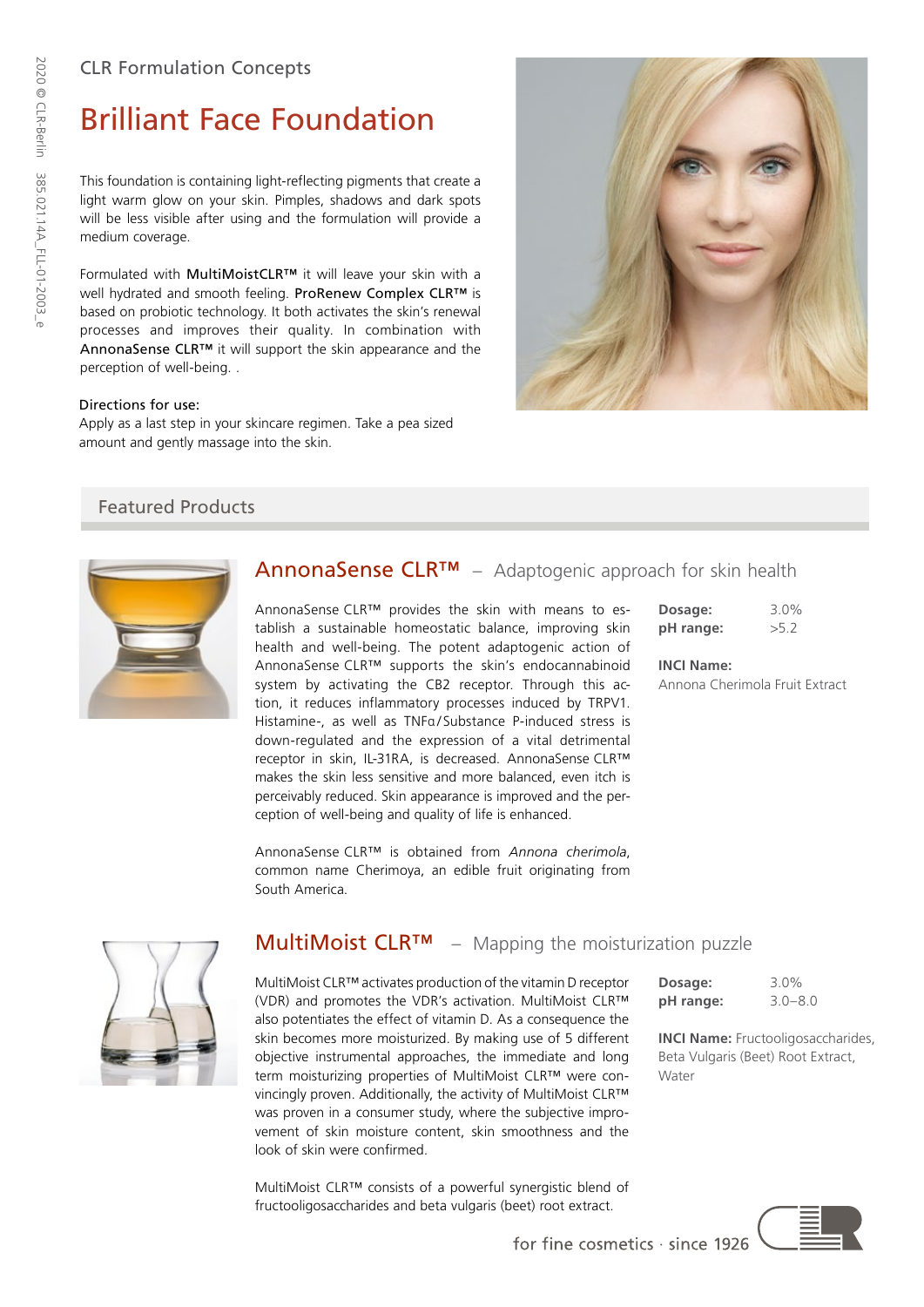CLR Formulation Concepts

# Brilliant Face Foundation

This foundation is containing light-reflecting pigments that create a light warm glow on your skin. Pimples, shadows and dark spots will be less visible after using and the formulation will provide a medium coverage.

Formulated with MultiMoistCLR™ it will leave your skin with a well hydrated and smooth feeling. ProRenew Complex CLR™ is based on probiotic technology. It both activates the skin's renewal processes and improves their quality. In combination with AnnonaSense CLR™ it will support the skin appearance and the perception of well-being. .

Directions for use:
Apply as a last step in your skincare regimen. Take a pea sized amount and gently massage into the skin.

## Featured Products

### AnnonaSense CLR™ – Adaptogenic approach for skin health

AnnonaSense CLR™ provides the skin with means to establish a sustainable homeostatic balance, improving skin health and well-being. The potent adaptogenic action of AnnonaSense CLR™ supports the skin's endocannabinoid system by activating the CB2 receptor. Through this action, it reduces inflammatory processes induced by TRPV1. Histamine-, as well as TNFα/Substance P-induced stress is down-regulated and the expression of a vital detrimental receptor in skin, IL-31RA, is decreased. AnnonaSense CLR™ makes the skin less sensitive and more balanced, even itch is perceivably reduced. Skin appearance is improved and the perception of well-being and quality of life is enhanced.

AnnonaSense CLR™ is obtained from *Annona cherimola*, common name Cherimoya, an edible fruit originating from South America.

**Dosage:** 3.0%
**pH range:** >5.2

**INCI Name:**
Annona Cherimola Fruit Extract

### MultiMoist CLR™ – Mapping the moisturization puzzle

MultiMoist CLR™ activates production of the vitamin D receptor (VDR) and promotes the VDR's activation. MultiMoist CLR™ also potentiates the effect of vitamin D. As a consequence the skin becomes more moisturized. By making use of 5 different objective instrumental approaches, the immediate and long term moisturizing properties of MultiMoist CLR™ were convincingly proven. Additionally, the activity of MultiMoist CLR™ was proven in a consumer study, where the subjective improvement of skin moisture content, skin smoothness and the look of skin were confirmed.

MultiMoist CLR™ consists of a powerful synergistic blend of fructooligosaccharides and beta vulgaris (beet) root extract.

**Dosage:** 3.0%
**pH range:** 3.0–8.0

**INCI Name:** Fructooligosaccharides, Beta Vulgaris (Beet) Root Extract, Water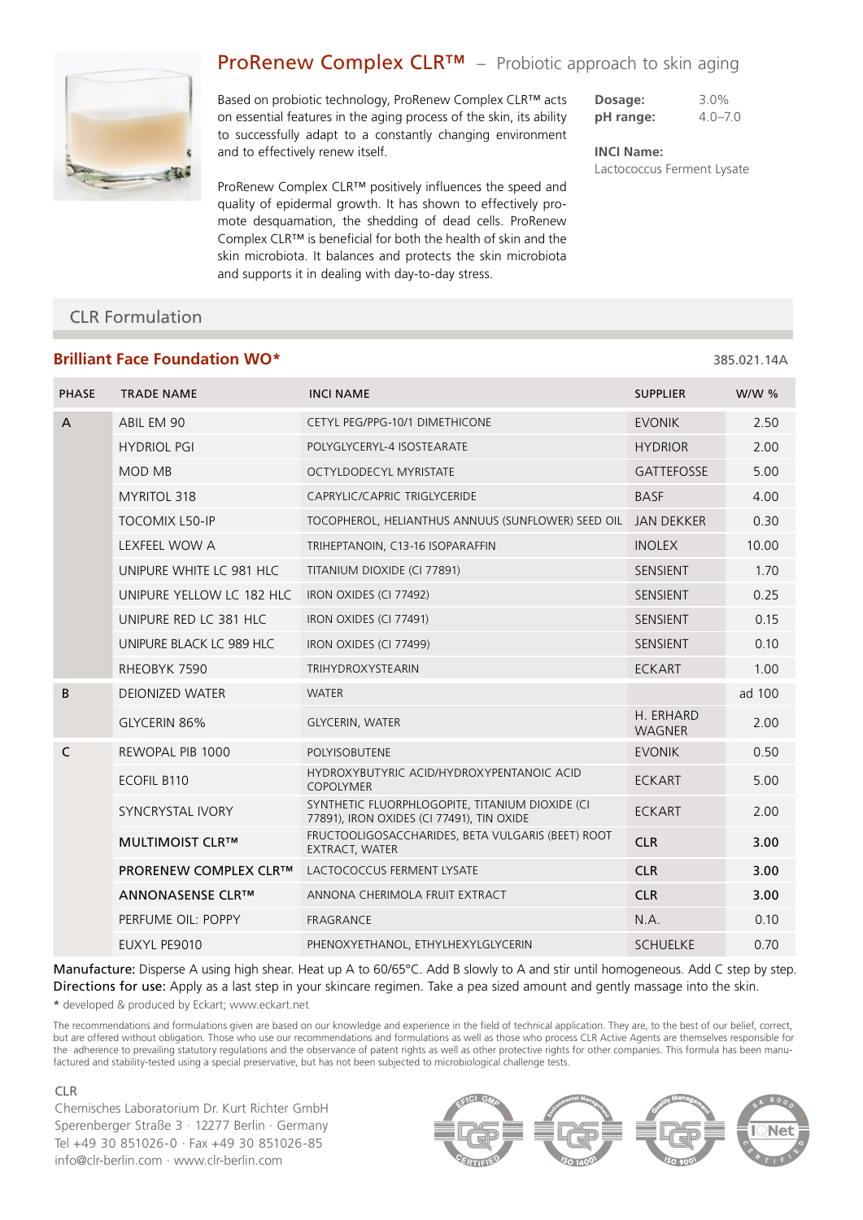# ProRenew Complex CLR™ – Probiotic approach to skin aging

Based on probiotic technology, ProRenew Complex CLR™ acts on essential features in the aging process of the skin, its ability to successfully adapt to a constantly changing environment and to effectively renew itself.

ProRenew Complex CLR™ positively influences the speed and quality of epidermal growth. It has shown to effectively promote desquamation, the shedding of dead cells. ProRenew Complex CLR™ is beneficial for both the health of skin and the skin microbiota. It balances and protects the skin microbiota and supports it in dealing with day-to-day stress.

**Dosage:** 3.0%
**pH range:** 4.0–7.0

**INCI Name:**
Lactococcus Ferment Lysate

## CLR Formulation

### Brilliant Face Foundation WO*

385.021.14A

| PHASE | TRADE NAME | INCI NAME | SUPPLIER | W/W % |
|---|---|---|---|---|
| A | ABIL EM 90 | CETYL PEG/PPG-10/1 DIMETHICONE | EVONIK | 2.50 |
| | HYDRIOL PGI | POLYGLYCERYL-4 ISOSTEARATE | HYDRIOR | 2.00 |
| | MOD MB | OCTYLDODECYL MYRISTATE | GATTEFOSSE | 5.00 |
| | MYRITOL 318 | CAPRYLIC/CAPRIC TRIGLYCERIDE | BASF | 4.00 |
| | TOCOMIX L50-IP | TOCOPHEROL, HELIANTHUS ANNUUS (SUNFLOWER) SEED OIL | JAN DEKKER | 0.30 |
| | LEXFEEL WOW A | TRIHEPTANOIN, C13-16 ISOPARAFFIN | INOLEX | 10.00 |
| | UNIPURE WHITE LC 981 HLC | TITANIUM DIOXIDE (CI 77891) | SENSIENT | 1.70 |
| | UNIPURE YELLOW LC 182 HLC | IRON OXIDES (CI 77492) | SENSIENT | 0.25 |
| | UNIPURE RED LC 381 HLC | IRON OXIDES (CI 77491) | SENSIENT | 0.15 |
| | UNIPURE BLACK LC 989 HLC | IRON OXIDES (CI 77499) | SENSIENT | 0.10 |
| | RHEOBYK 7590 | TRIHYDROXYSTEARIN | ECKART | 1.00 |
| B | DEIONIZED WATER | WATER | | ad 100 |
| | GLYCERIN 86% | GLYCERIN, WATER | H. ERHARD WAGNER | 2.00 |
| C | REWOPAL PIB 1000 | POLYISOBUTENE | EVONIK | 0.50 |
| | ECOFIL B110 | HYDROXYBUTYRIC ACID/HYDROXYPENTANOIC ACID COPOLYMER | ECKART | 5.00 |
| | SYNCRYSTAL IVORY | SYNTHETIC FLUORPHLOGOPITE, TITANIUM DIOXIDE (CI 77891), IRON OXIDES (CI 77491), TIN OXIDE | ECKART | 2.00 |
| | **MULTIMOIST CLR™** | FRUCTOOLIGOSACCHARIDES, BETA VULGARIS (BEET) ROOT EXTRACT, WATER | **CLR** | **3.00** |
| | **PRORENEW COMPLEX CLR™** | LACTOCOCCUS FERMENT LYSATE | **CLR** | **3.00** |
| | **ANNONASENSE CLR™** | ANNONA CHERIMOLA FRUIT EXTRACT | **CLR** | **3.00** |
| | PERFUME OIL: POPPY | FRAGRANCE | N.A. | 0.10 |
| | EUXYL PE9010 | PHENOXYETHANOL, ETHYLHEXYLGLYCERIN | SCHUELKE | 0.70 |

**Manufacture:** Disperse A using high shear. Heat up A to 60/65°C. Add B slowly to A and stir until homogeneous. Add C step by step.
**Directions for use:** Apply as a last step in your skincare regimen. Take a pea sized amount and gently massage into the skin.

* developed & produced by Eckart; www.eckart.net

The recommendations and formulations given are based on our knowledge and experience in the field of technical application. They are, to the best of our belief, correct, but are offered without obligation. Those who use our recommendations and formulations as well as those who process CLR Active Agents are themselves responsible for the adherence to prevailing statutory regulations and the observance of patent rights as well as other protective rights for other companies. This formula has been manufactured and stability-tested using a special preservative, but has not been subjected to microbiological challenge tests.

CLR
Chemisches Laboratorium Dr. Kurt Richter GmbH
Sperenberger Straße 3 · 12277 Berlin · Germany
Tel +49 30 851026-0 · Fax +49 30 851026-85
info@clr-berlin.com · www.clr-berlin.com